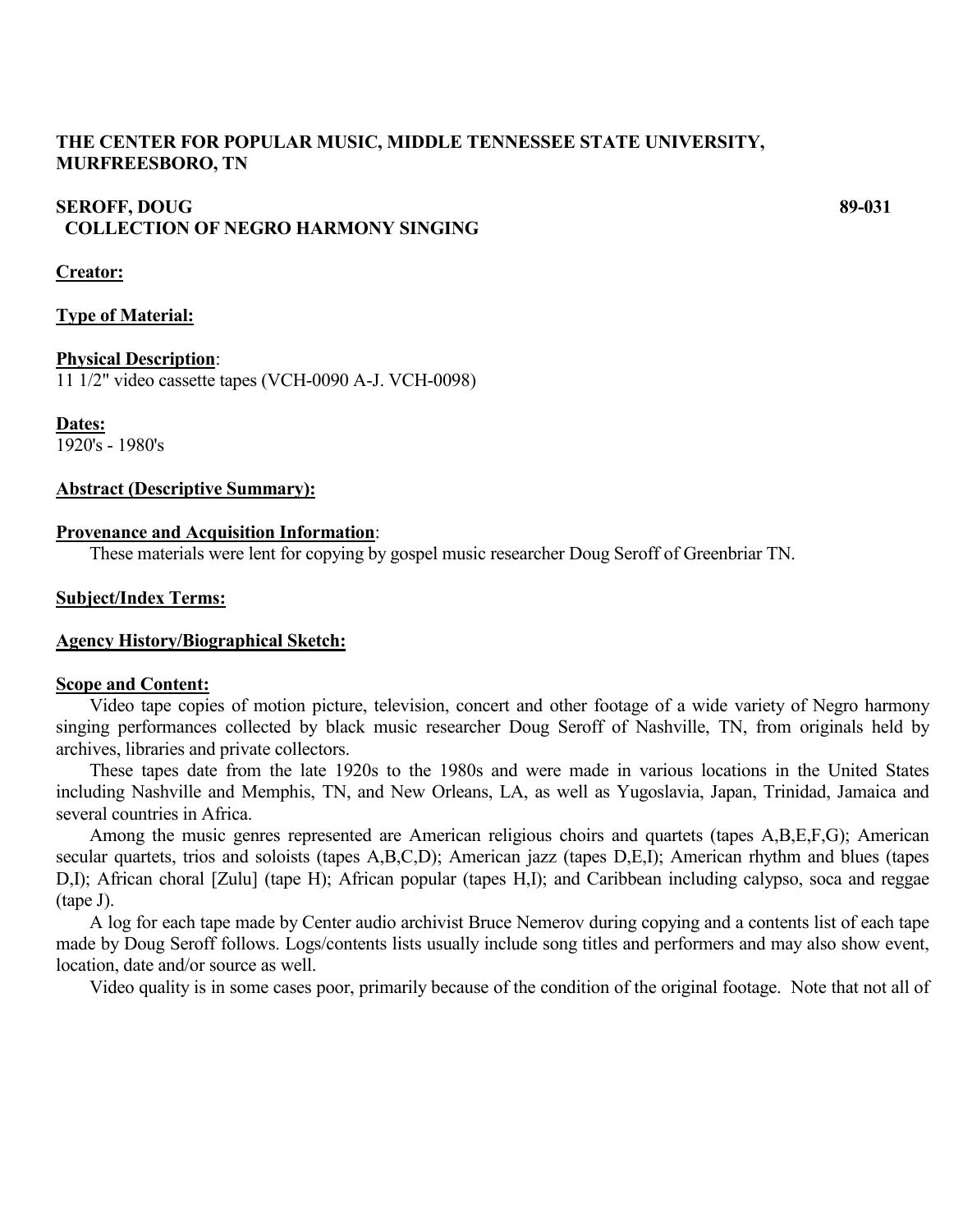**THE CENTER FOR POPULAR MUSIC, MIDDLE TENNESSEE STATE UNIVERSITY, MURFREESBORO, TN**

**SEROFF, DOUG** **89-031**
**COLLECTION OF NEGRO HARMONY SINGING**

**Creator:**

**Type of Material:**

**Physical Description**:
11 1/2" video cassette tapes (VCH-0090 A-J. VCH-0098)

**Dates:**
1920's - 1980's

**Abstract (Descriptive Summary):**

**Provenance and Acquisition Information**:
These materials were lent for copying by gospel music researcher Doug Seroff of Greenbriar TN.

**Subject/Index Terms:**

**Agency History/Biographical Sketch:**

**Scope and Content:**

Video tape copies of motion picture, television, concert and other footage of a wide variety of Negro harmony singing performances collected by black music researcher Doug Seroff of Nashville, TN, from originals held by archives, libraries and private collectors.

These tapes date from the late 1920s to the 1980s and were made in various locations in the United States including Nashville and Memphis, TN, and New Orleans, LA, as well as Yugoslavia, Japan, Trinidad, Jamaica and several countries in Africa.

Among the music genres represented are American religious choirs and quartets (tapes A,B,E,F,G); American secular quartets, trios and soloists (tapes A,B,C,D); American jazz (tapes D,E,I); American rhythm and blues (tapes D,I); African choral [Zulu] (tape H); African popular (tapes H,I); and Caribbean including calypso, soca and reggae (tape J).

A log for each tape made by Center audio archivist Bruce Nemerov during copying and a contents list of each tape made by Doug Seroff follows. Logs/contents lists usually include song titles and performers and may also show event, location, date and/or source as well.

Video quality is in some cases poor, primarily because of the condition of the original footage. Note that not all of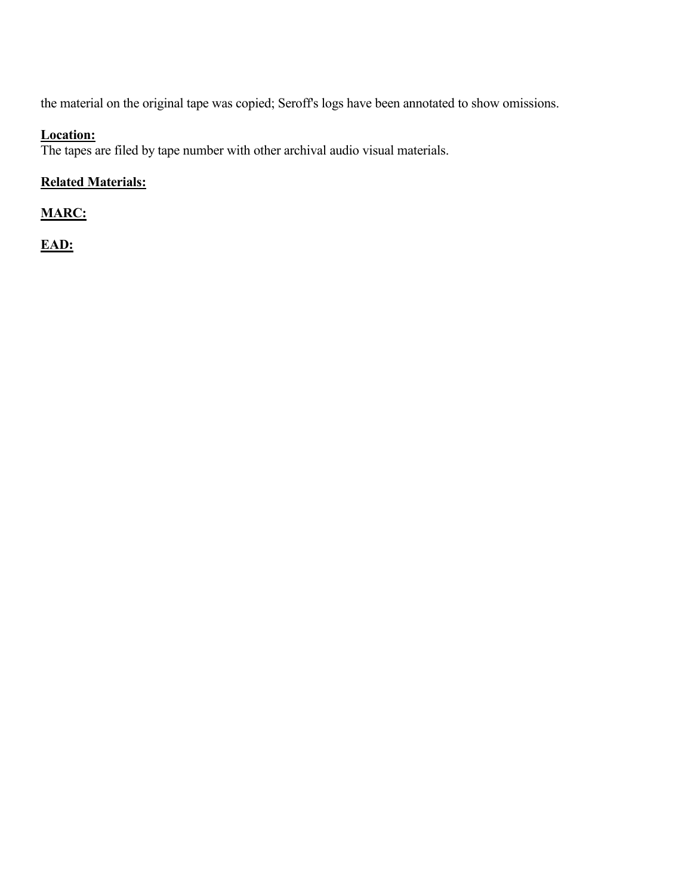the material on the original tape was copied; Seroff's logs have been annotated to show omissions.

**Location:**

The tapes are filed by tape number with other archival audio visual materials.

**Related Materials:**

**MARC:**

**EAD:**